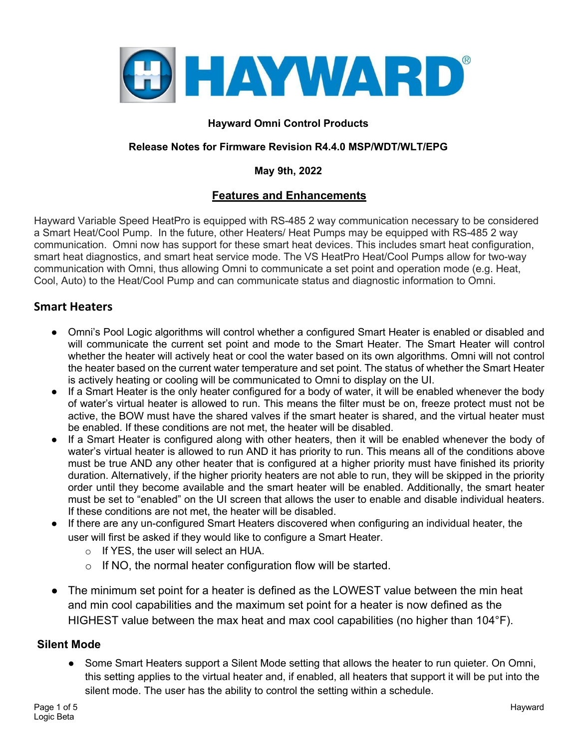**Hayward Omni Control Products**

**Release Notes for Firmware Revision R4.4.0 MSP/WDT/WLT/EPG**

**May 9th, 2022**

## Features and Enhancements

Hayward Variable Speed HeatPro is equipped with RS-485 2 way communication necessary to be considered a Smart Heat/Cool Pump. In the future, other Heaters/ Heat Pumps may be equipped with RS-485 2 way communication. Omni now has support for these smart heat devices. This includes smart heat configuration, smart heat diagnostics, and smart heat service mode. The VS HeatPro Heat/Cool Pumps allow for two-way communication with Omni, thus allowing Omni to communicate a set point and operation mode (e.g. Heat, Cool, Auto) to the Heat/Cool Pump and can communicate status and diagnostic information to Omni.

### Smart Heaters

- Omni's Pool Logic algorithms will control whether a configured Smart Heater is enabled or disabled and will communicate the current set point and mode to the Smart Heater. The Smart Heater will control whether the heater will actively heat or cool the water based on its own algorithms. Omni will not control the heater based on the current water temperature and set point. The status of whether the Smart Heater is actively heating or cooling will be communicated to Omni to display on the UI.
- If a Smart Heater is the only heater configured for a body of water, it will be enabled whenever the body of water's virtual heater is allowed to run. This means the filter must be on, freeze protect must not be active, the BOW must have the shared valves if the smart heater is shared, and the virtual heater must be enabled. If these conditions are not met, the heater will be disabled.
- If a Smart Heater is configured along with other heaters, then it will be enabled whenever the body of water's virtual heater is allowed to run AND it has priority to run. This means all of the conditions above must be true AND any other heater that is configured at a higher priority must have finished its priority duration. Alternatively, if the higher priority heaters are not able to run, they will be skipped in the priority order until they become available and the smart heater will be enabled. Additionally, the smart heater must be set to "enabled" on the UI screen that allows the user to enable and disable individual heaters. If these conditions are not met, the heater will be disabled.
- If there are any un-configured Smart Heaters discovered when configuring an individual heater, the user will first be asked if they would like to configure a Smart Heater.
  - If YES, the user will select an HUA.
  - If NO, the normal heater configuration flow will be started.
- The minimum set point for a heater is defined as the LOWEST value between the min heat and min cool capabilities and the maximum set point for a heater is now defined as the HIGHEST value between the max heat and max cool capabilities (no higher than 104°F).

### Silent Mode

- Some Smart Heaters support a Silent Mode setting that allows the heater to run quieter. On Omni, this setting applies to the virtual heater and, if enabled, all heaters that support it will be put into the silent mode. The user has the ability to control the setting within a schedule.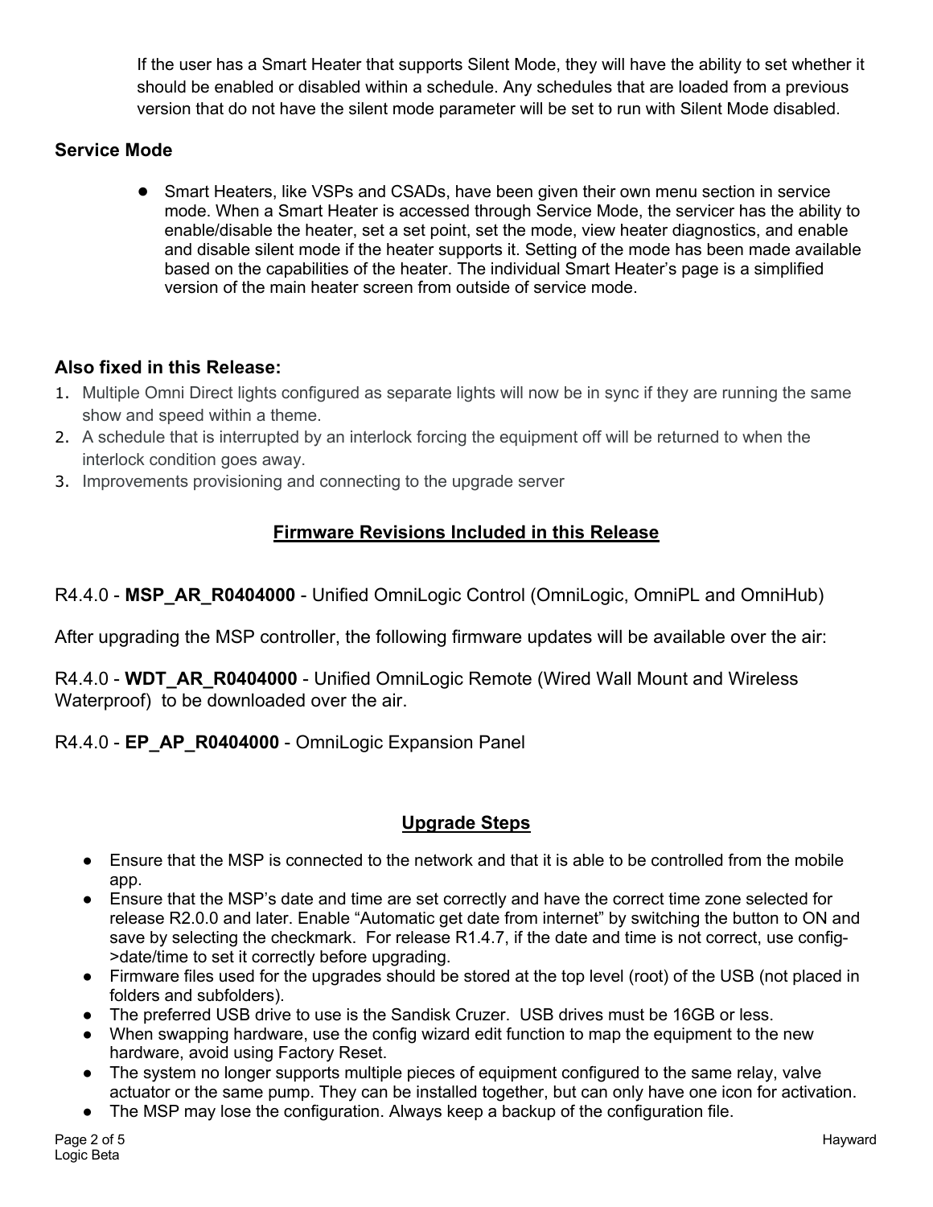If the user has a Smart Heater that supports Silent Mode, they will have the ability to set whether it should be enabled or disabled within a schedule. Any schedules that are loaded from a previous version that do not have the silent mode parameter will be set to run with Silent Mode disabled.

### Service Mode

- Smart Heaters, like VSPs and CSADs, have been given their own menu section in service mode. When a Smart Heater is accessed through Service Mode, the servicer has the ability to enable/disable the heater, set a set point, set the mode, view heater diagnostics, and enable and disable silent mode if the heater supports it. Setting of the mode has been made available based on the capabilities of the heater. The individual Smart Heater's page is a simplified version of the main heater screen from outside of service mode.

### Also fixed in this Release:

1. Multiple Omni Direct lights configured as separate lights will now be in sync if they are running the same show and speed within a theme.
2. A schedule that is interrupted by an interlock forcing the equipment off will be returned to when the interlock condition goes away.
3. Improvements provisioning and connecting to the upgrade server

## Firmware Revisions Included in this Release

R4.4.0 - **MSP_AR_R0404000** - Unified OmniLogic Control (OmniLogic, OmniPL and OmniHub)

After upgrading the MSP controller, the following firmware updates will be available over the air:

R4.4.0 - **WDT_AR_R0404000** - Unified OmniLogic Remote (Wired Wall Mount and Wireless Waterproof) to be downloaded over the air.

R4.4.0 - **EP_AP_R0404000** - OmniLogic Expansion Panel

## Upgrade Steps

- Ensure that the MSP is connected to the network and that it is able to be controlled from the mobile app.
- Ensure that the MSP's date and time are set correctly and have the correct time zone selected for release R2.0.0 and later. Enable "Automatic get date from internet" by switching the button to ON and save by selecting the checkmark. For release R1.4.7, if the date and time is not correct, use config->date/time to set it correctly before upgrading.
- Firmware files used for the upgrades should be stored at the top level (root) of the USB (not placed in folders and subfolders).
- The preferred USB drive to use is the Sandisk Cruzer. USB drives must be 16GB or less.
- When swapping hardware, use the config wizard edit function to map the equipment to the new hardware, avoid using Factory Reset.
- The system no longer supports multiple pieces of equipment configured to the same relay, valve actuator or the same pump. They can be installed together, but can only have one icon for activation.
- The MSP may lose the configuration. Always keep a backup of the configuration file.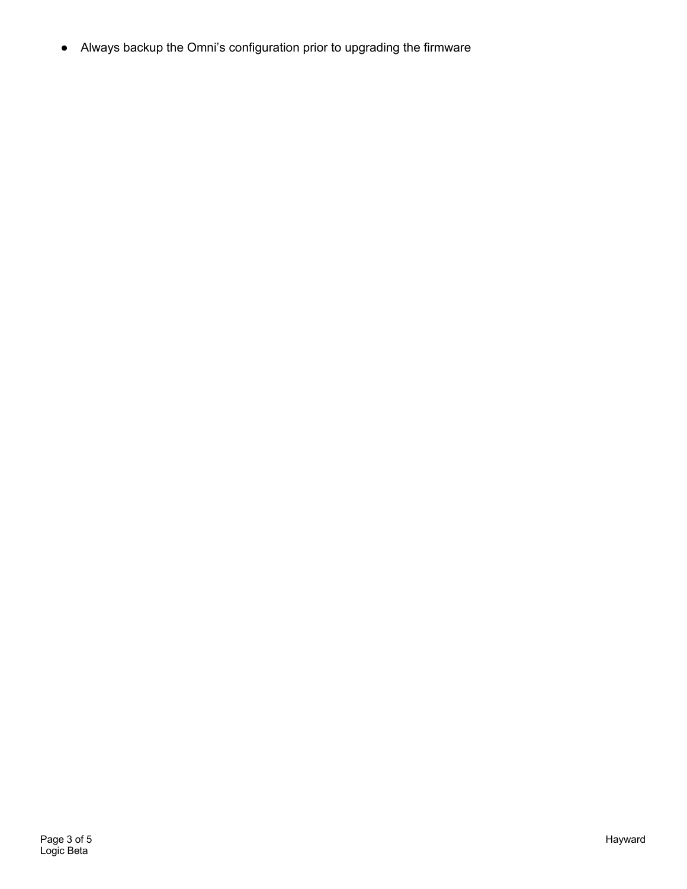- Always backup the Omni’s configuration prior to upgrading the firmware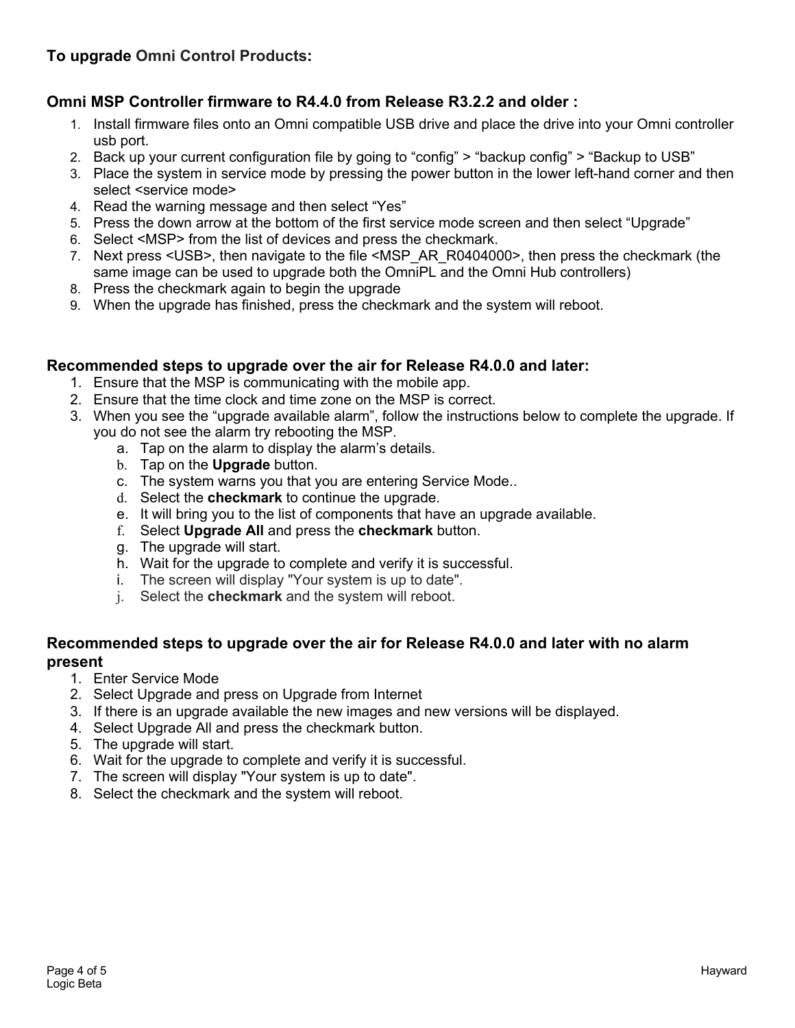**To upgrade Omni Control Products:**

### Omni MSP Controller firmware to R4.4.0 from Release R3.2.2 and older :

1. Install firmware files onto an Omni compatible USB drive and place the drive into your Omni controller usb port.
2. Back up your current configuration file by going to "config" > "backup config" > "Backup to USB"
3. Place the system in service mode by pressing the power button in the lower left-hand corner and then select <service mode>
4. Read the warning message and then select "Yes"
5. Press the down arrow at the bottom of the first service mode screen and then select "Upgrade"
6. Select <MSP> from the list of devices and press the checkmark.
7. Next press <USB>, then navigate to the file <MSP_AR_R0404000>, then press the checkmark (the same image can be used to upgrade both the OmniPL and the Omni Hub controllers)
8. Press the checkmark again to begin the upgrade
9. When the upgrade has finished, press the checkmark and the system will reboot.

### Recommended steps to upgrade over the air for Release R4.0.0 and later:

1. Ensure that the MSP is communicating with the mobile app.
2. Ensure that the time clock and time zone on the MSP is correct.
3. When you see the "upgrade available alarm", follow the instructions below to complete the upgrade. If you do not see the alarm try rebooting the MSP.
    a. Tap on the alarm to display the alarm's details.
    b. Tap on the **Upgrade** button.
    c. The system warns you that you are entering Service Mode..
    d. Select the **checkmark** to continue the upgrade.
    e. It will bring you to the list of components that have an upgrade available.
    f. Select **Upgrade All** and press the **checkmark** button.
    g. The upgrade will start.
    h. Wait for the upgrade to complete and verify it is successful.
    i. The screen will display "Your system is up to date".
    j. Select the **checkmark** and the system will reboot.

### Recommended steps to upgrade over the air for Release R4.0.0 and later with no alarm present

1. Enter Service Mode
2. Select Upgrade and press on Upgrade from Internet
3. If there is an upgrade available the new images and new versions will be displayed.
4. Select Upgrade All and press the checkmark button.
5. The upgrade will start.
6. Wait for the upgrade to complete and verify it is successful.
7. The screen will display "Your system is up to date".
8. Select the checkmark and the system will reboot.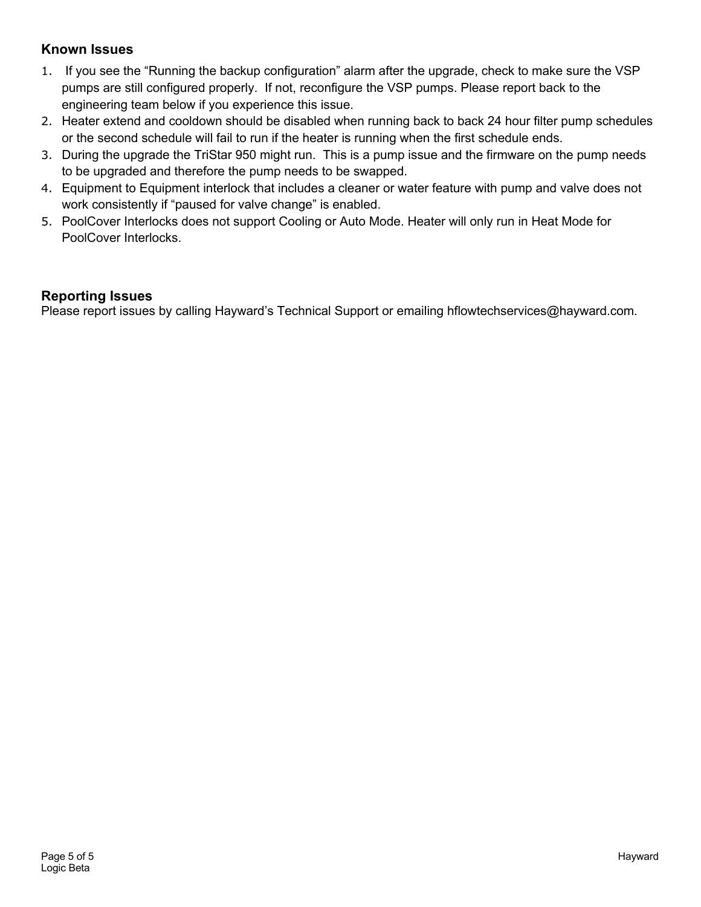### Known Issues

1. If you see the “Running the backup configuration” alarm after the upgrade, check to make sure the VSP pumps are still configured properly. If not, reconfigure the VSP pumps. Please report back to the engineering team below if you experience this issue.
2. Heater extend and cooldown should be disabled when running back to back 24 hour filter pump schedules or the second schedule will fail to run if the heater is running when the first schedule ends.
3. During the upgrade the TriStar 950 might run. This is a pump issue and the firmware on the pump needs to be upgraded and therefore the pump needs to be swapped.
4. Equipment to Equipment interlock that includes a cleaner or water feature with pump and valve does not work consistently if “paused for valve change” is enabled.
5. PoolCover Interlocks does not support Cooling or Auto Mode. Heater will only run in Heat Mode for PoolCover Interlocks.

### Reporting Issues

Please report issues by calling Hayward’s Technical Support or emailing hflowtechservices@hayward.com.